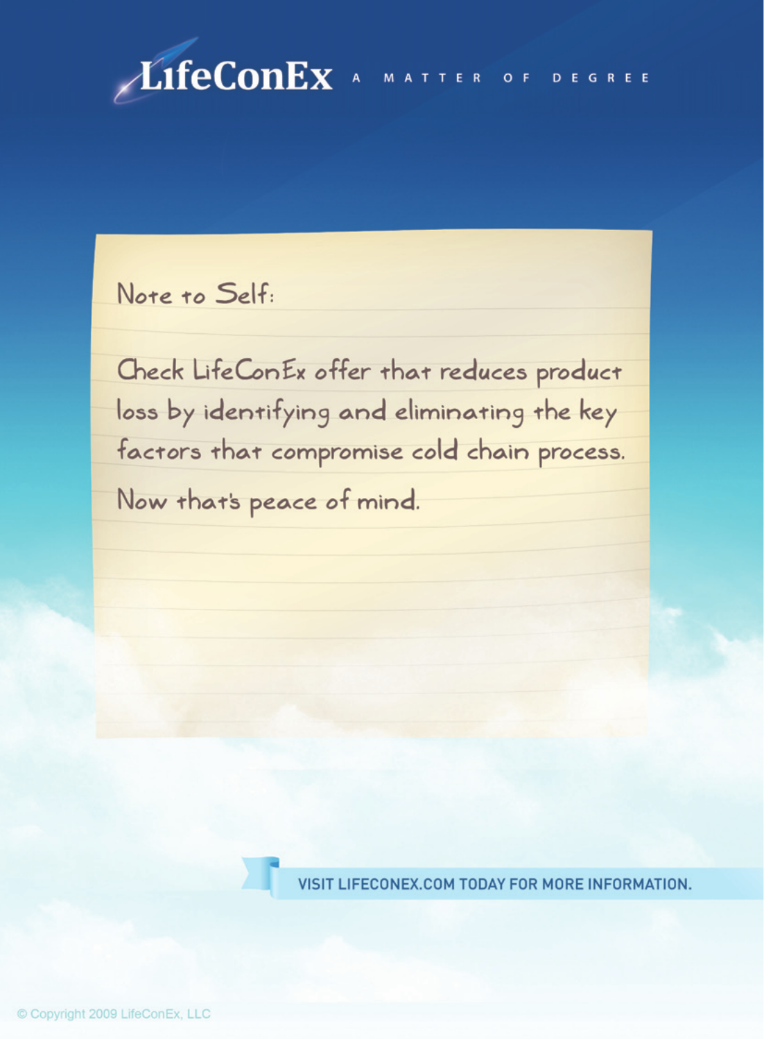# LifeConEx

A MATTER OF DEGREE

Note to Self:

Check LifeConEx offer that reduces product loss by identifying and eliminating the key factors that compromise cold chain process.

Now that's peace of mind.

VISIT LIFECONEX.COM TODAY FOR MORE INFORMATION.

© Copyright 2009 LifeConEx, LLC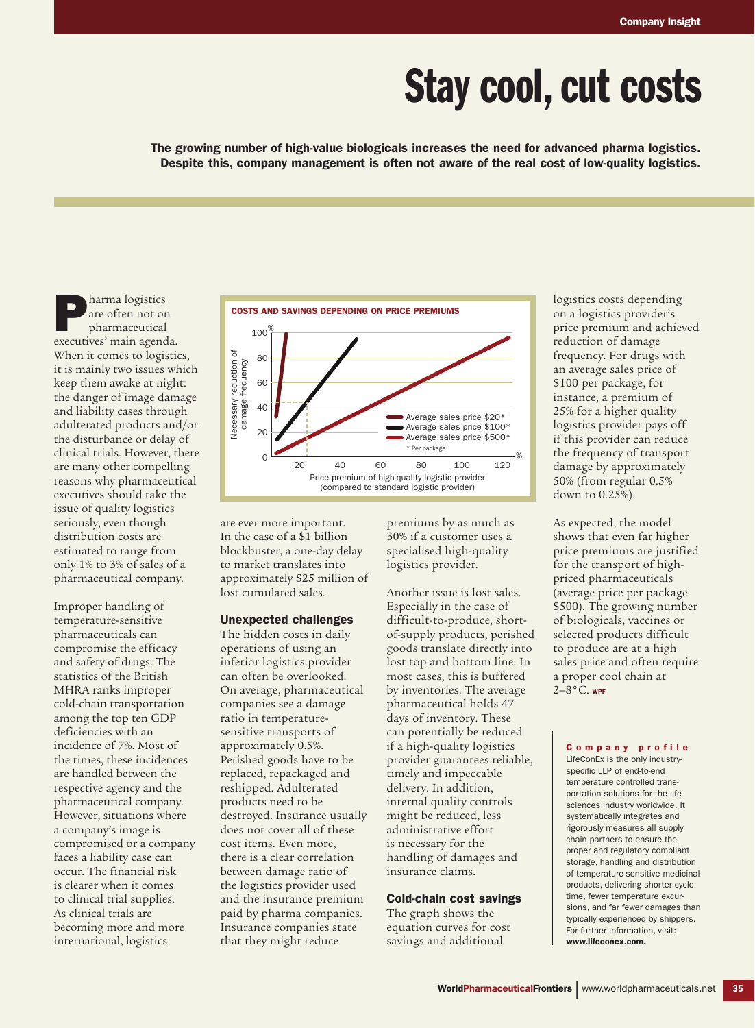# Stay cool, cut costs

**The growing number of high-value biologicals increases the need for advanced pharma logistics. Despite this, company management is often not aware of the real cost of low-quality logistics.**

Pharma logistics are often not on pharmaceutical executives' main agenda. When it comes to logistics, it is mainly two issues which keep them awake at night: the danger of image damage and liability cases through adulterated products and/or the disturbance or delay of clinical trials. However, there are many other compelling reasons why pharmaceutical executives should take the issue of quality logistics seriously, even though distribution costs are estimated to range from only 1% to 3% of sales of a pharmaceutical company.

Improper handling of temperature-sensitive pharmaceuticals can compromise the efficacy and safety of drugs. The statistics of the British MHRA ranks improper cold-chain transportation among the top ten GDP deficiencies with an incidence of 7%. Most of the times, these incidences are handled between the respective agency and the pharmaceutical company. However, situations where a company's image is compromised or a company faces a liability case can occur. The financial risk is clearer when it comes to clinical trial supplies. As clinical trials are becoming more and more international, logistics are ever more important. In the case of a $1 billion blockbuster, a one-day delay to market translates into approximately $25 million of lost cumulated sales.

**COSTS AND SAVINGS DEPENDING ON PRICE PREMIUMS**

Necessary reduction of damage frequency

100 %
80
60
40
20
0

20 40 60 80 100 120 %

Price premium of high-quality logistic provider (compared to standard logistic provider)

Average sales price $20*
Average sales price $100*
Average sales price $500*
* Per package

## Unexpected challenges

The hidden costs in daily operations of using an inferior logistics provider can often be overlooked. On average, pharmaceutical companies see a damage ratio in temperature-sensitive transports of approximately 0.5%. Perished goods have to be replaced, repackaged and reshipped. Adulterated products need to be destroyed. Insurance usually does not cover all of these cost items. Even more, there is a clear correlation between damage ratio of the logistics provider used and the insurance premium paid by pharma companies. Insurance companies state that they might reduce premiums by as much as 30% if a customer uses a specialised high-quality logistics provider.

Another issue is lost sales. Especially in the case of difficult-to-produce, short-of-supply products, perished goods translate directly into lost top and bottom line. In most cases, this is buffered by inventories. The average pharmaceutical holds 47 days of inventory. These can potentially be reduced if a high-quality logistics provider guarantees reliable, timely and impeccable delivery. In addition, internal quality controls might be reduced, less administrative effort is necessary for the handling of damages and insurance claims.

## Cold-chain cost savings

The graph shows the equation curves for cost savings and additional logistics costs depending on a logistics provider's price premium and achieved reduction of damage frequency. For drugs with an average sales price of $100 per package, for instance, a premium of 25% for a higher quality logistics provider pays off if this provider can reduce the frequency of transport damage by approximately 50% (from regular 0.5% down to 0.25%).

As expected, the model shows that even far higher price premiums are justified for the transport of high-priced pharmaceuticals (average price per package $500). The growing number of biologicals, vaccines or selected products difficult to produce are at a high sales price and often require a proper cool chain at 2–8°C. **WPF**

**Company profile**

LifeConEx is the only industry-specific LLP of end-to-end temperature controlled transportation solutions for the life sciences industry worldwide. It systematically integrates and rigorously measures all supply chain partners to ensure the proper and regulatory compliant storage, handling and distribution of temperature-sensitive medicinal products, delivering shorter cycle time, fewer temperature excursions, and far fewer damages than typically experienced by shippers. For further information, visit: **www.lifeconex.com.**